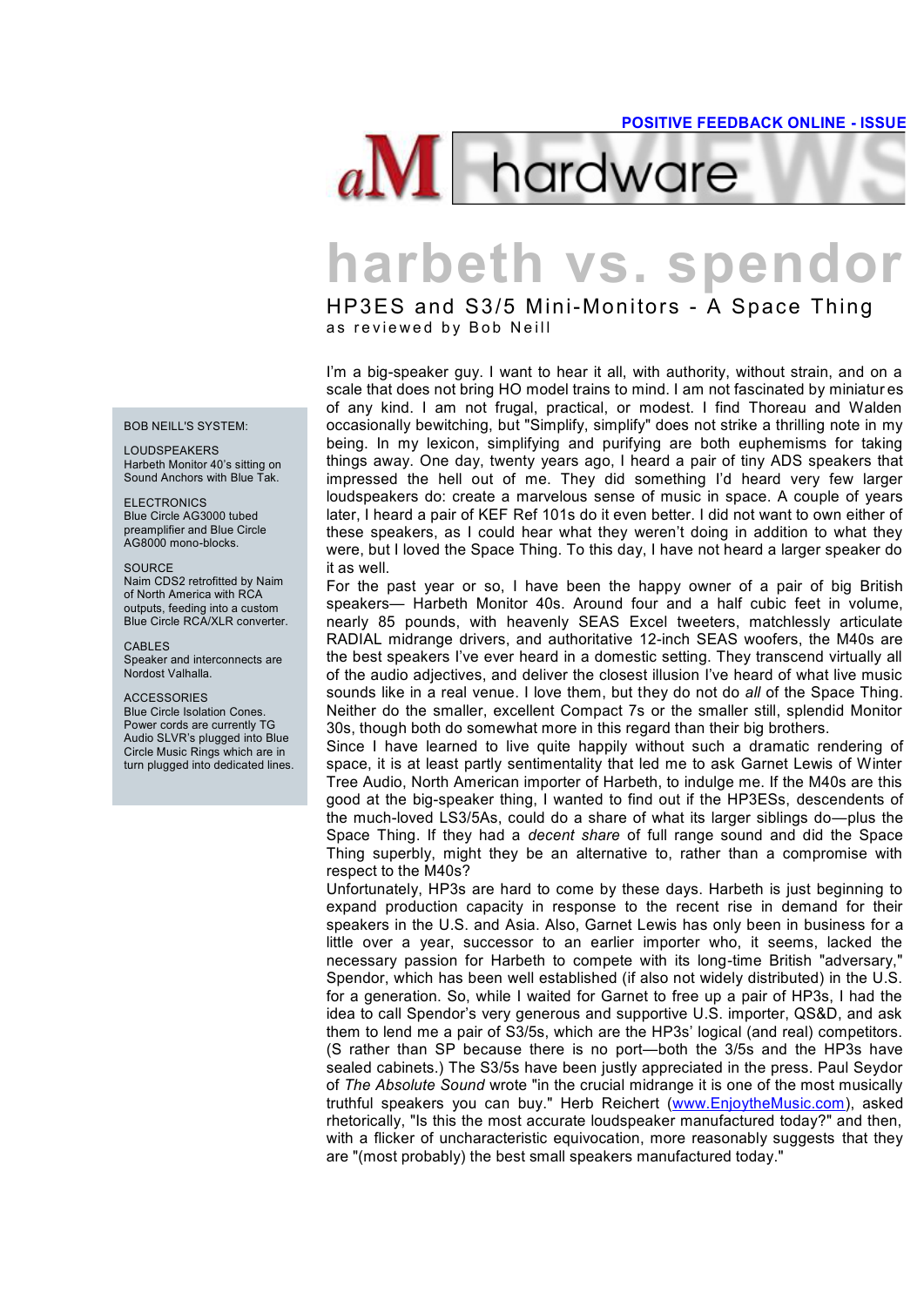POSITIVE FEEDBACK ONLINE - ISSUE

aM hardware REVIEWS

# harbeth vs. spendor

## HP3ES and S3/5 Mini-Monitors - A Space Thing

as reviewed by Bob Neill

I'm a big-speaker guy. I want to hear it all, with authority, without strain, and on a scale that does not bring HO model trains to mind. I am not fascinated by miniatures of any kind. I am not frugal, practical, or modest. I find Thoreau and Walden occasionally bewitching, but "Simplify, simplify" does not strike a thrilling note in my being. In my lexicon, simplifying and purifying are both euphemisms for taking things away. One day, twenty years ago, I heard a pair of tiny ADS speakers that impressed the hell out of me. They did something I'd heard very few larger loudspeakers do: create a marvelous sense of music in space. A couple of years later, I heard a pair of KEF Ref 101s do it even better. I did not want to own either of these speakers, as I could hear what they weren't doing in addition to what they were, but I loved the Space Thing. To this day, I have not heard a larger speaker do it as well.

For the past year or so, I have been the happy owner of a pair of big British speakers— Harbeth Monitor 40s. Around four and a half cubic feet in volume, nearly 85 pounds, with heavenly SEAS Excel tweeters, matchlessly articulate RADIAL midrange drivers, and authoritative 12-inch SEAS woofers, the M40s are the best speakers I've ever heard in a domestic setting. They transcend virtually all of the audio adjectives, and deliver the closest illusion I've heard of what live music sounds like in a real venue. I love them, but they do not do *all* of the Space Thing. Neither do the smaller, excellent Compact 7s or the smaller still, splendid Monitor 30s, though both do somewhat more in this regard than their big brothers.

Since I have learned to live quite happily without such a dramatic rendering of space, it is at least partly sentimentality that led me to ask Garnet Lewis of Winter Tree Audio, North American importer of Harbeth, to indulge me. If the M40s are this good at the big-speaker thing, I wanted to find out if the HP3ESs, descendents of the much-loved LS3/5As, could do a share of what its larger siblings do—plus the Space Thing. If they had a *decent share* of full range sound and did the Space Thing superbly, might they be an alternative to, rather than a compromise with respect to the M40s?

Unfortunately, HP3s are hard to come by these days. Harbeth is just beginning to expand production capacity in response to the recent rise in demand for their speakers in the U.S. and Asia. Also, Garnet Lewis has only been in business for a little over a year, successor to an earlier importer who, it seems, lacked the necessary passion for Harbeth to compete with its long-time British "adversary," Spendor, which has been well established (if also not widely distributed) in the U.S. for a generation. So, while I waited for Garnet to free up a pair of HP3s, I had the idea to call Spendor's very generous and supportive U.S. importer, QS&D, and ask them to lend me a pair of S3/5s, which are the HP3s' logical (and real) competitors. (S rather than SP because there is no port—both the 3/5s and the HP3s have sealed cabinets.) The S3/5s have been justly appreciated in the press. Paul Seydor of *The Absolute Sound* wrote "in the crucial midrange it is one of the most musically truthful speakers you can buy." Herb Reichert (www.EnjoytheMusic.com), asked rhetorically, "Is this the most accurate loudspeaker manufactured today?" and then, with a flicker of uncharacteristic equivocation, more reasonably suggests that they are "(most probably) the best small speakers manufactured today."

BOB NEILL'S SYSTEM:

LOUDSPEAKERS
Harbeth Monitor 40's sitting on Sound Anchors with Blue Tak.

ELECTRONICS
Blue Circle AG3000 tubed preamplifier and Blue Circle AG8000 mono-blocks.

SOURCE
Naim CDS2 retrofitted by Naim of North America with RCA outputs, feeding into a custom Blue Circle RCA/XLR converter.

CABLES
Speaker and interconnects are Nordost Valhalla.

ACCESSORIES
Blue Circle Isolation Cones. Power cords are currently TG Audio SLVR's plugged into Blue Circle Music Rings which are in turn plugged into dedicated lines.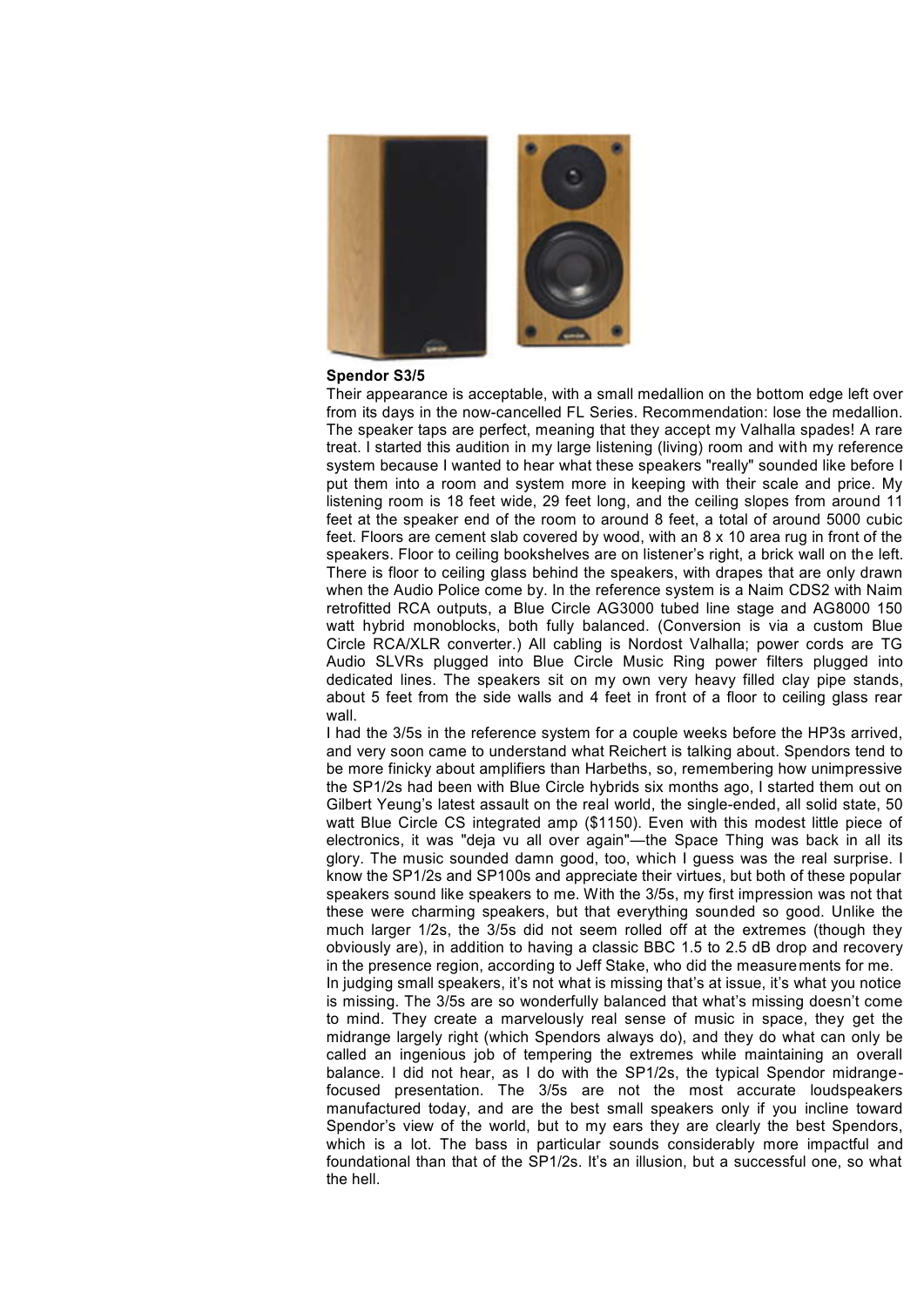**Spendor S3/5**

Their appearance is acceptable, with a small medallion on the bottom edge left over from its days in the now-cancelled FL Series. Recommendation: lose the medallion. The speaker taps are perfect, meaning that they accept my Valhalla spades! A rare treat. I started this audition in my large listening (living) room and with my reference system because I wanted to hear what these speakers "really" sounded like before I put them into a room and system more in keeping with their scale and price. My listening room is 18 feet wide, 29 feet long, and the ceiling slopes from around 11 feet at the speaker end of the room to around 8 feet, a total of around 5000 cubic feet. Floors are cement slab covered by wood, with an 8 x 10 area rug in front of the speakers. Floor to ceiling bookshelves are on listener's right, a brick wall on the left. There is floor to ceiling glass behind the speakers, with drapes that are only drawn when the Audio Police come by. In the reference system is a Naim CDS2 with Naim retrofitted RCA outputs, a Blue Circle AG3000 tubed line stage and AG8000 150 watt hybrid monoblocks, both fully balanced. (Conversion is via a custom Blue Circle RCA/XLR converter.) All cabling is Nordost Valhalla; power cords are TG Audio SLVRs plugged into Blue Circle Music Ring power filters plugged into dedicated lines. The speakers sit on my own very heavy filled clay pipe stands, about 5 feet from the side walls and 4 feet in front of a floor to ceiling glass rear wall.

I had the 3/5s in the reference system for a couple weeks before the HP3s arrived, and very soon came to understand what Reichert is talking about. Spendors tend to be more finicky about amplifiers than Harbeths, so, remembering how unimpressive the SP1/2s had been with Blue Circle hybrids six months ago, I started them out on Gilbert Yeung's latest assault on the real world, the single-ended, all solid state, 50 watt Blue Circle CS integrated amp ($1150). Even with this modest little piece of electronics, it was "deja vu all over again"—the Space Thing was back in all its glory. The music sounded damn good, too, which I guess was the real surprise. I know the SP1/2s and SP100s and appreciate their virtues, but both of these popular speakers sound like speakers to me. With the 3/5s, my first impression was not that these were charming speakers, but that everything sounded so good. Unlike the much larger 1/2s, the 3/5s did not seem rolled off at the extremes (though they obviously are), in addition to having a classic BBC 1.5 to 2.5 dB drop and recovery in the presence region, according to Jeff Stake, who did the measurements for me.

In judging small speakers, it's not what is missing that's at issue, it's what you notice is missing. The 3/5s are so wonderfully balanced that what's missing doesn't come to mind. They create a marvelously real sense of music in space, they get the midrange largely right (which Spendors always do), and they do what can only be called an ingenious job of tempering the extremes while maintaining an overall balance. I did not hear, as I do with the SP1/2s, the typical Spendor midrange-focused presentation. The 3/5s are not the most accurate loudspeakers manufactured today, and are the best small speakers only if you incline toward Spendor's view of the world, but to my ears they are clearly the best Spendors, which is a lot. The bass in particular sounds considerably more impactful and foundational than that of the SP1/2s. It's an illusion, but a successful one, so what the hell.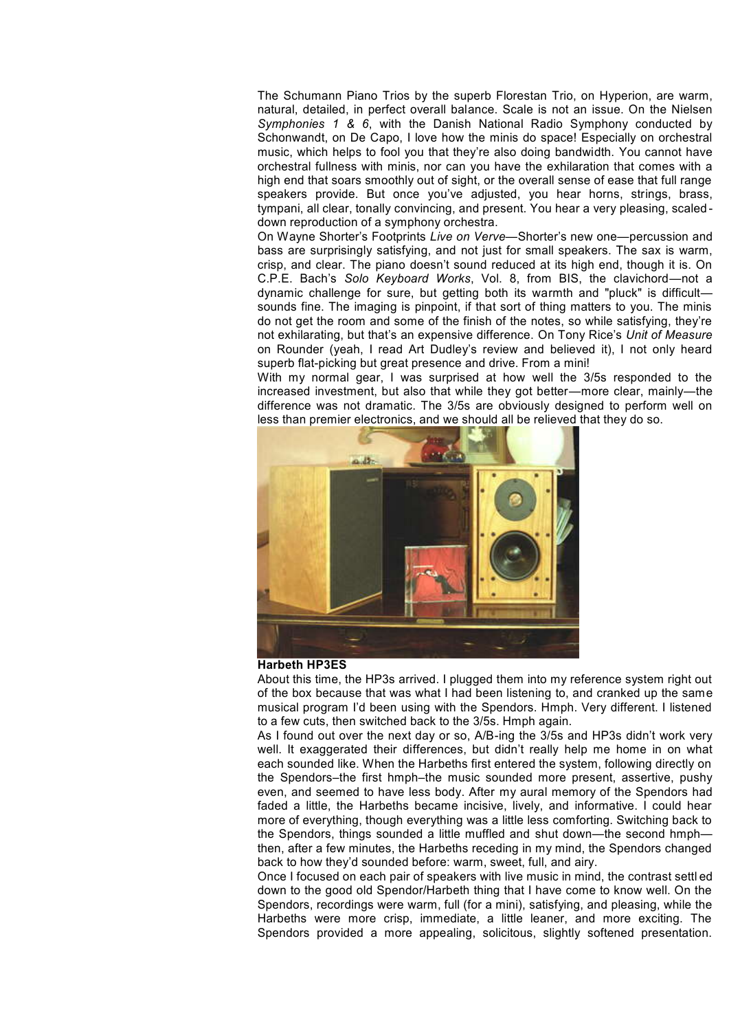The Schumann Piano Trios by the superb Florestan Trio, on Hyperion, are warm, natural, detailed, in perfect overall balance. Scale is not an issue. On the Nielsen *Symphonies 1 & 6*, with the Danish National Radio Symphony conducted by Schonwandt, on De Capo, I love how the minis do space! Especially on orchestral music, which helps to fool you that they're also doing bandwidth. You cannot have orchestral fullness with minis, nor can you have the exhilaration that comes with a high end that soars smoothly out of sight, or the overall sense of ease that full range speakers provide. But once you've adjusted, you hear horns, strings, brass, tympani, all clear, tonally convincing, and present. You hear a very pleasing, scaled-down reproduction of a symphony orchestra.

On Wayne Shorter's Footprints *Live on Verve*—Shorter's new one—percussion and bass are surprisingly satisfying, and not just for small speakers. The sax is warm, crisp, and clear. The piano doesn't sound reduced at its high end, though it is. On C.P.E. Bach's *Solo Keyboard Works*, Vol. 8, from BIS, the clavichord—not a dynamic challenge for sure, but getting both its warmth and "pluck" is difficult—sounds fine. The imaging is pinpoint, if that sort of thing matters to you. The minis do not get the room and some of the finish of the notes, so while satisfying, they're not exhilarating, but that's an expensive difference. On Tony Rice's *Unit of Measure* on Rounder (yeah, I read Art Dudley's review and believed it), I not only heard superb flat-picking but great presence and drive. From a mini!

With my normal gear, I was surprised at how well the 3/5s responded to the increased investment, but also that while they got better—more clear, mainly—the difference was not dramatic. The 3/5s are obviously designed to perform well on less than premier electronics, and we should all be relieved that they do so.

**Harbeth HP3ES**

About this time, the HP3s arrived. I plugged them into my reference system right out of the box because that was what I had been listening to, and cranked up the same musical program I'd been using with the Spendors. Hmph. Very different. I listened to a few cuts, then switched back to the 3/5s. Hmph again.

As I found out over the next day or so, A/B-ing the 3/5s and HP3s didn't work very well. It exaggerated their differences, but didn't really help me home in on what each sounded like. When the Harbeths first entered the system, following directly on the Spendors–the first hmph–the music sounded more present, assertive, pushy even, and seemed to have less body. After my aural memory of the Spendors had faded a little, the Harbeths became incisive, lively, and informative. I could hear more of everything, though everything was a little less comforting. Switching back to the Spendors, things sounded a little muffled and shut down—the second hmph—then, after a few minutes, the Harbeths receding in my mind, the Spendors changed back to how they'd sounded before: warm, sweet, full, and airy.

Once I focused on each pair of speakers with live music in mind, the contrast settled down to the good old Spendor/Harbeth thing that I have come to know well. On the Spendors, recordings were warm, full (for a mini), satisfying, and pleasing, while the Harbeths were more crisp, immediate, a little leaner, and more exciting. The Spendors provided a more appealing, solicitous, slightly softened presentation.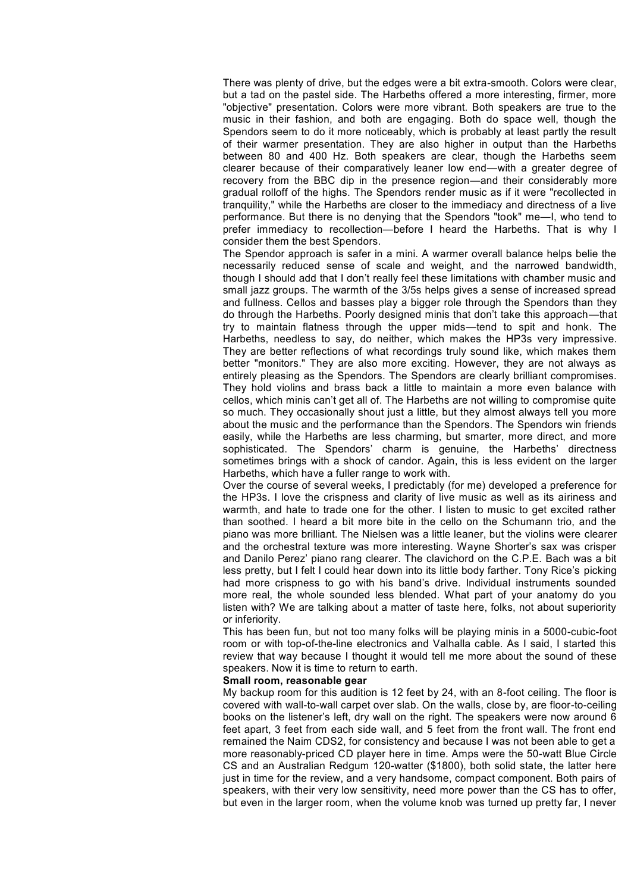There was plenty of drive, but the edges were a bit extra-smooth. Colors were clear, but a tad on the pastel side. The Harbeths offered a more interesting, firmer, more "objective" presentation. Colors were more vibrant. Both speakers are true to the music in their fashion, and both are engaging. Both do space well, though the Spendors seem to do it more noticeably, which is probably at least partly the result of their warmer presentation. They are also higher in output than the Harbeths between 80 and 400 Hz. Both speakers are clear, though the Harbeths seem clearer because of their comparatively leaner low end—with a greater degree of recovery from the BBC dip in the presence region—and their considerably more gradual rolloff of the highs. The Spendors render music as if it were "recollected in tranquility," while the Harbeths are closer to the immediacy and directness of a live performance. But there is no denying that the Spendors "took" me—I, who tend to prefer immediacy to recollection—before I heard the Harbeths. That is why I consider them the best Spendors.

The Spendor approach is safer in a mini. A warmer overall balance helps belie the necessarily reduced sense of scale and weight, and the narrowed bandwidth, though I should add that I don't really feel these limitations with chamber music and small jazz groups. The warmth of the 3/5s helps gives a sense of increased spread and fullness. Cellos and basses play a bigger role through the Spendors than they do through the Harbeths. Poorly designed minis that don't take this approach—that try to maintain flatness through the upper mids—tend to spit and honk. The Harbeths, needless to say, do neither, which makes the HP3s very impressive. They are better reflections of what recordings truly sound like, which makes them better "monitors." They are also more exciting. However, they are not always as entirely pleasing as the Spendors. The Spendors are clearly brilliant compromises. They hold violins and brass back a little to maintain a more even balance with cellos, which minis can't get all of. The Harbeths are not willing to compromise quite so much. They occasionally shout just a little, but they almost always tell you more about the music and the performance than the Spendors. The Spendors win friends easily, while the Harbeths are less charming, but smarter, more direct, and more sophisticated. The Spendors' charm is genuine, the Harbeths' directness sometimes brings with a shock of candor. Again, this is less evident on the larger Harbeths, which have a fuller range to work with.

Over the course of several weeks, I predictably (for me) developed a preference for the HP3s. I love the crispness and clarity of live music as well as its airiness and warmth, and hate to trade one for the other. I listen to music to get excited rather than soothed. I heard a bit more bite in the cello on the Schumann trio, and the piano was more brilliant. The Nielsen was a little leaner, but the violins were clearer and the orchestral texture was more interesting. Wayne Shorter's sax was crisper and Danilo Perez' piano rang clearer. The clavichord on the C.P.E. Bach was a bit less pretty, but I felt I could hear down into its little body farther. Tony Rice's picking had more crispness to go with his band's drive. Individual instruments sounded more real, the whole sounded less blended. What part of your anatomy do you listen with? We are talking about a matter of taste here, folks, not about superiority or inferiority.

This has been fun, but not too many folks will be playing minis in a 5000-cubic-foot room or with top-of-the-line electronics and Valhalla cable. As I said, I started this review that way because I thought it would tell me more about the sound of these speakers. Now it is time to return to earth.

**Small room, reasonable gear**

My backup room for this audition is 12 feet by 24, with an 8-foot ceiling. The floor is covered with wall-to-wall carpet over slab. On the walls, close by, are floor-to-ceiling books on the listener's left, dry wall on the right. The speakers were now around 6 feet apart, 3 feet from each side wall, and 5 feet from the front wall. The front end remained the Naim CDS2, for consistency and because I was not been able to get a more reasonably-priced CD player here in time. Amps were the 50-watt Blue Circle CS and an Australian Redgum 120-watter ($1800), both solid state, the latter here just in time for the review, and a very handsome, compact component. Both pairs of speakers, with their very low sensitivity, need more power than the CS has to offer, but even in the larger room, when the volume knob was turned up pretty far, I never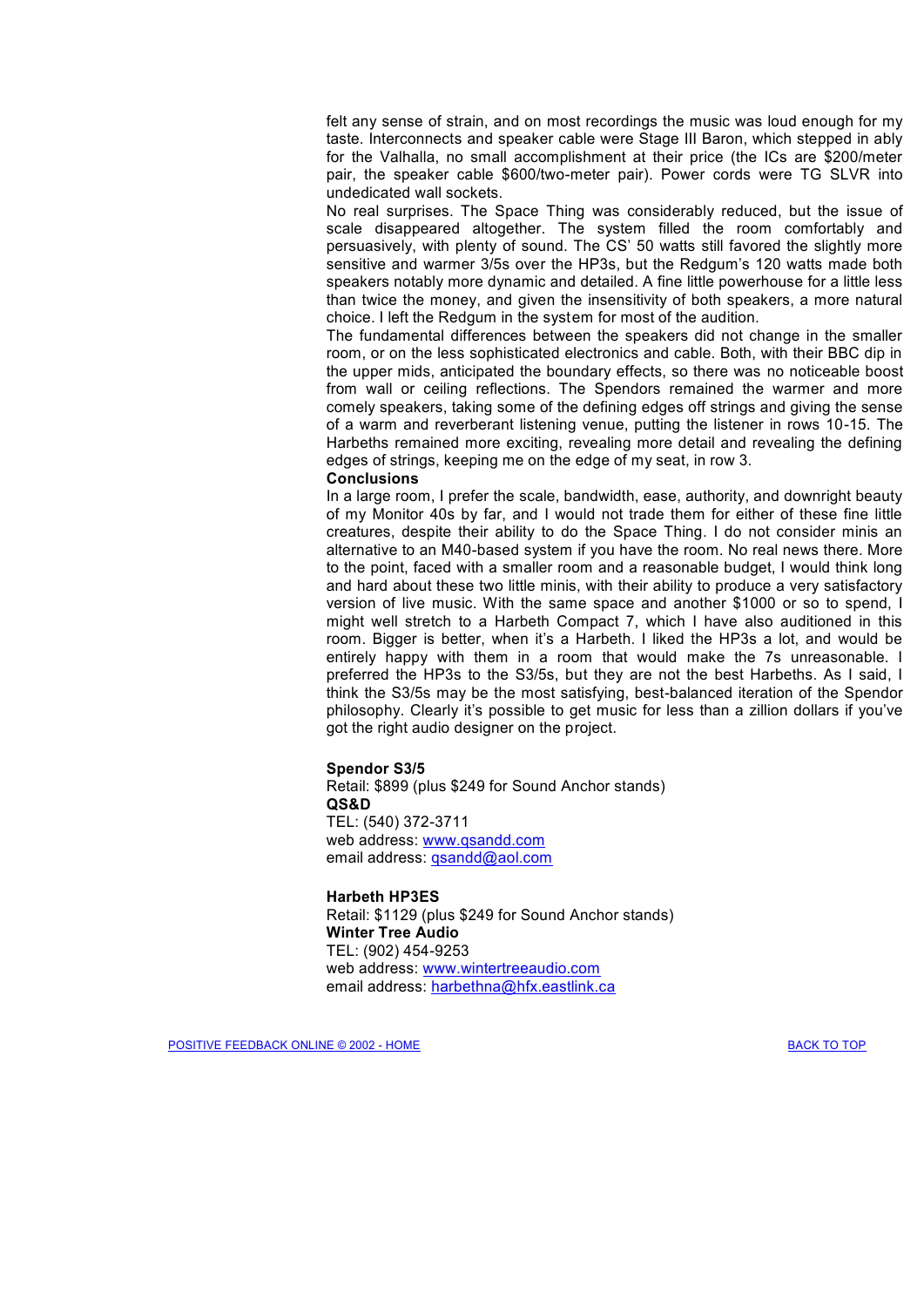felt any sense of strain, and on most recordings the music was loud enough for my taste. Interconnects and speaker cable were Stage III Baron, which stepped in ably for the Valhalla, no small accomplishment at their price (the ICs are $200/meter pair, the speaker cable $600/two-meter pair). Power cords were TG SLVR into undedicated wall sockets.

No real surprises. The Space Thing was considerably reduced, but the issue of scale disappeared altogether. The system filled the room comfortably and persuasively, with plenty of sound. The CS' 50 watts still favored the slightly more sensitive and warmer 3/5s over the HP3s, but the Redgum's 120 watts made both speakers notably more dynamic and detailed. A fine little powerhouse for a little less than twice the money, and given the insensitivity of both speakers, a more natural choice. I left the Redgum in the system for most of the audition.

The fundamental differences between the speakers did not change in the smaller room, or on the less sophisticated electronics and cable. Both, with their BBC dip in the upper mids, anticipated the boundary effects, so there was no noticeable boost from wall or ceiling reflections. The Spendors remained the warmer and more comely speakers, taking some of the defining edges off strings and giving the sense of a warm and reverberant listening venue, putting the listener in rows 10-15. The Harbeths remained more exciting, revealing more detail and revealing the defining edges of strings, keeping me on the edge of my seat, in row 3.

**Conclusions**

In a large room, I prefer the scale, bandwidth, ease, authority, and downright beauty of my Monitor 40s by far, and I would not trade them for either of these fine little creatures, despite their ability to do the Space Thing. I do not consider minis an alternative to an M40-based system if you have the room. No real news there. More to the point, faced with a smaller room and a reasonable budget, I would think long and hard about these two little minis, with their ability to produce a very satisfactory version of live music. With the same space and another $1000 or so to spend, I might well stretch to a Harbeth Compact 7, which I have also auditioned in this room. Bigger is better, when it's a Harbeth. I liked the HP3s a lot, and would be entirely happy with them in a room that would make the 7s unreasonable. I preferred the HP3s to the S3/5s, but they are not the best Harbeths. As I said, I think the S3/5s may be the most satisfying, best-balanced iteration of the Spendor philosophy. Clearly it's possible to get music for less than a zillion dollars if you've got the right audio designer on the project.

**Spendor S3/5**
Retail: $899 (plus $249 for Sound Anchor stands)
**QS&D**
TEL: (540) 372-3711
web address: www.qsandd.com
email address: qsandd@aol.com

**Harbeth HP3ES**
Retail: $1129 (plus $249 for Sound Anchor stands)
**Winter Tree Audio**
TEL: (902) 454-9253
web address: www.wintertreeaudio.com
email address: harbethna@hfx.eastlink.ca

POSITIVE FEEDBACK ONLINE © 2002 - HOME

BACK TO TOP